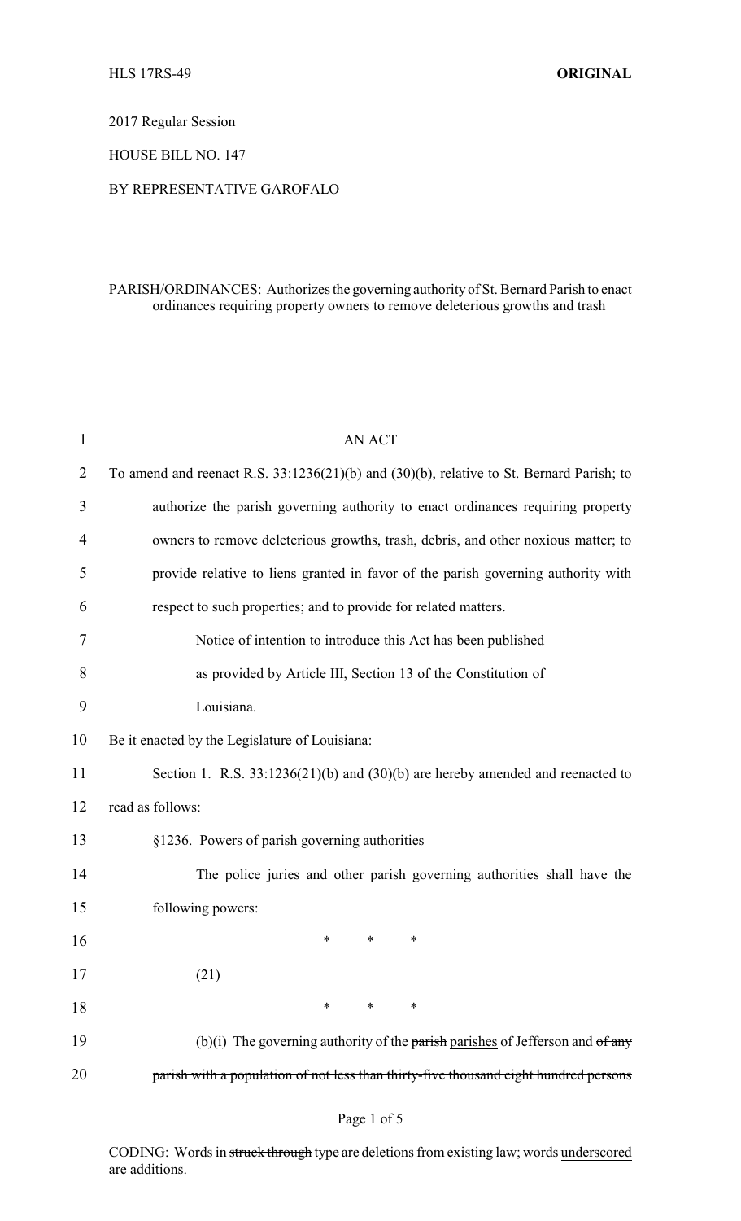2017 Regular Session

HOUSE BILL NO. 147

BY REPRESENTATIVE GAROFALO

PARISH/ORDINANCES: Authorizes the governing authority of St. Bernard Parish to enact ordinances requiring property owners to remove deleterious growths and trash

AN ACT

To amend and reenact R.S. 33:1236(21)(b) and (30)(b), relative to St. Bernard Parish; to authorize the parish governing authority to enact ordinances requiring property owners to remove deleterious growths, trash, debris, and other noxious matter; to provide relative to liens granted in favor of the parish governing authority with respect to such properties; and to provide for related matters.

Notice of intention to introduce this Act has been published as provided by Article III, Section 13 of the Constitution of Louisiana.

Be it enacted by the Legislature of Louisiana:

Section 1. R.S. 33:1236(21)(b) and (30)(b) are hereby amended and reenacted to read as follows:

§1236. Powers of parish governing authorities

The police juries and other parish governing authorities shall have the following powers:

\* \* \*

(21)

\* \* \*

(b)(i) The governing authority of the ~~parish~~ parishes of Jefferson and ~~of any parish with a population of not less than thirty-five thousand eight hundred persons~~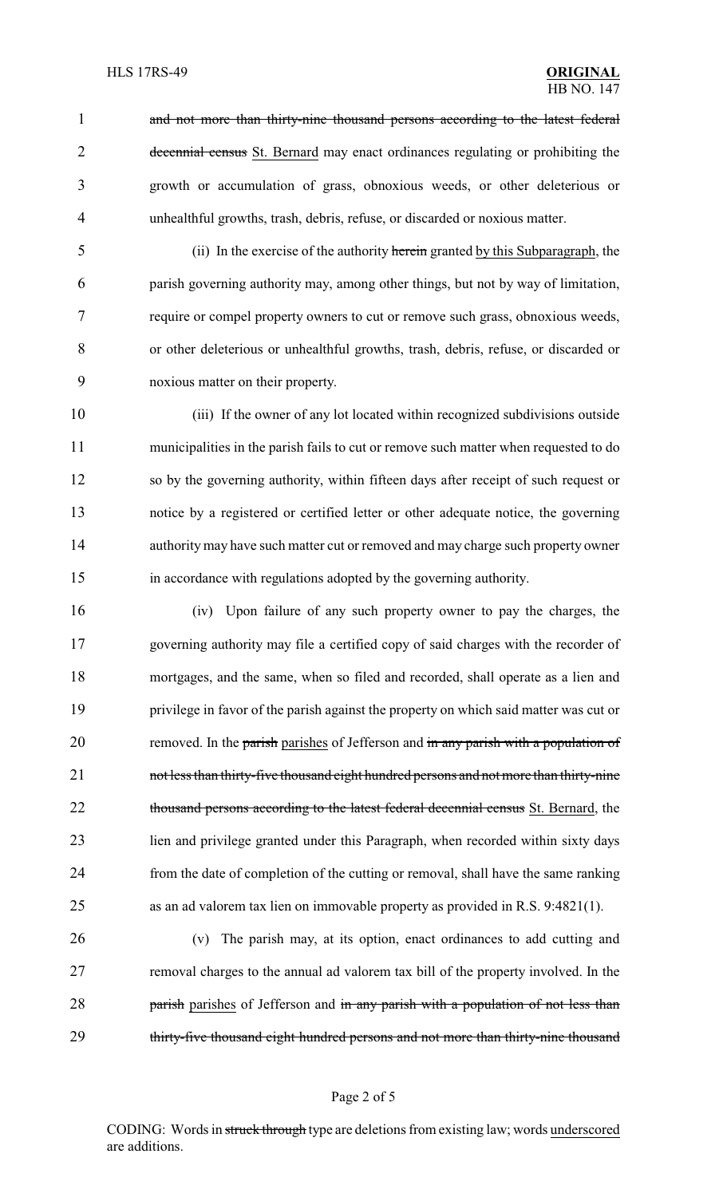and not more than thirty-nine thousand persons according to the latest federal decennial census St. Bernard may enact ordinances regulating or prohibiting the growth or accumulation of grass, obnoxious weeds, or other deleterious or unhealthful growths, trash, debris, refuse, or discarded or noxious matter.

(ii) In the exercise of the authority herein granted by this Subparagraph, the parish governing authority may, among other things, but not by way of limitation, require or compel property owners to cut or remove such grass, obnoxious weeds, or other deleterious or unhealthful growths, trash, debris, refuse, or discarded or noxious matter on their property.

(iii) If the owner of any lot located within recognized subdivisions outside municipalities in the parish fails to cut or remove such matter when requested to do so by the governing authority, within fifteen days after receipt of such request or notice by a registered or certified letter or other adequate notice, the governing authority may have such matter cut or removed and may charge such property owner in accordance with regulations adopted by the governing authority.

(iv) Upon failure of any such property owner to pay the charges, the governing authority may file a certified copy of said charges with the recorder of mortgages, and the same, when so filed and recorded, shall operate as a lien and privilege in favor of the parish against the property on which said matter was cut or removed. In the parish parishes of Jefferson and in any parish with a population of not less than thirty-five thousand eight hundred persons and not more than thirty-nine thousand persons according to the latest federal decennial census St. Bernard, the lien and privilege granted under this Paragraph, when recorded within sixty days from the date of completion of the cutting or removal, shall have the same ranking as an ad valorem tax lien on immovable property as provided in R.S. 9:4821(1).

(v) The parish may, at its option, enact ordinances to add cutting and removal charges to the annual ad valorem tax bill of the property involved. In the parish parishes of Jefferson and in any parish with a population of not less than thirty-five thousand eight hundred persons and not more than thirty-nine thousand

CODING: Words in struck through type are deletions from existing law; words underscored are additions.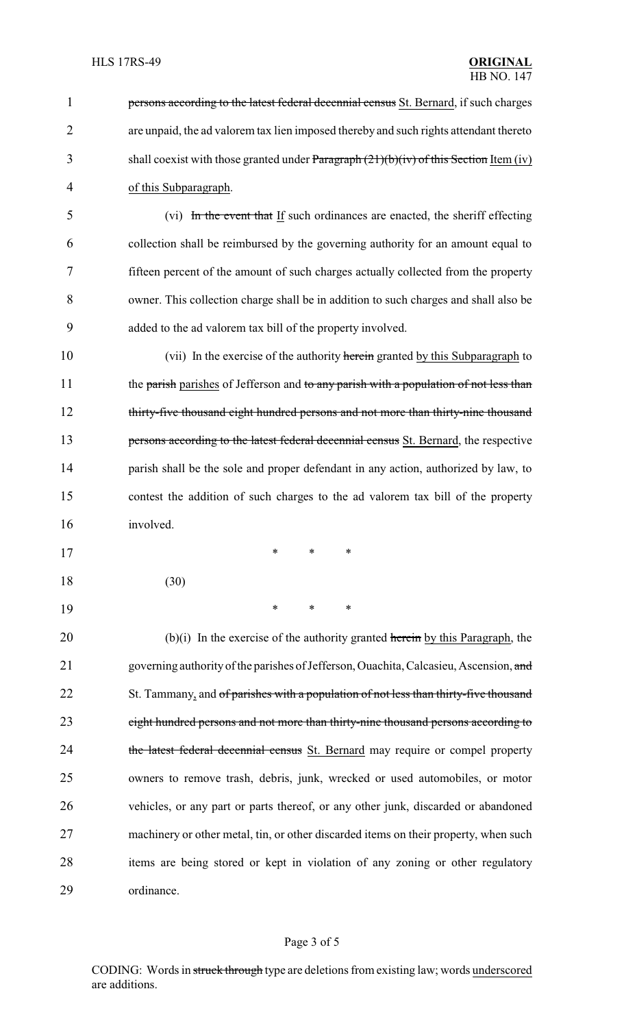persons according to the latest federal decennial census St. Bernard, if such charges are unpaid, the ad valorem tax lien imposed thereby and such rights attendant thereto shall coexist with those granted under Paragraph (21)(b)(iv) of this Section Item (iv) of this Subparagraph.

(vi) In the event that If such ordinances are enacted, the sheriff effecting collection shall be reimbursed by the governing authority for an amount equal to fifteen percent of the amount of such charges actually collected from the property owner. This collection charge shall be in addition to such charges and shall also be added to the ad valorem tax bill of the property involved.

(vii) In the exercise of the authority herein granted by this Subparagraph to the parish parishes of Jefferson and to any parish with a population of not less than thirty-five thousand eight hundred persons and not more than thirty-nine thousand persons according to the latest federal decennial census St. Bernard, the respective parish shall be the sole and proper defendant in any action, authorized by law, to contest the addition of such charges to the ad valorem tax bill of the property involved.

\* \* \*

(30)

\* \* \*

(b)(i) In the exercise of the authority granted herein by this Paragraph, the governing authority of the parishes of Jefferson, Ouachita, Calcasieu, Ascension, and St. Tammany, and of parishes with a population of not less than thirty-five thousand eight hundred persons and not more than thirty-nine thousand persons according to the latest federal decennial census St. Bernard may require or compel property owners to remove trash, debris, junk, wrecked or used automobiles, or motor vehicles, or any part or parts thereof, or any other junk, discarded or abandoned machinery or other metal, tin, or other discarded items on their property, when such items are being stored or kept in violation of any zoning or other regulatory ordinance.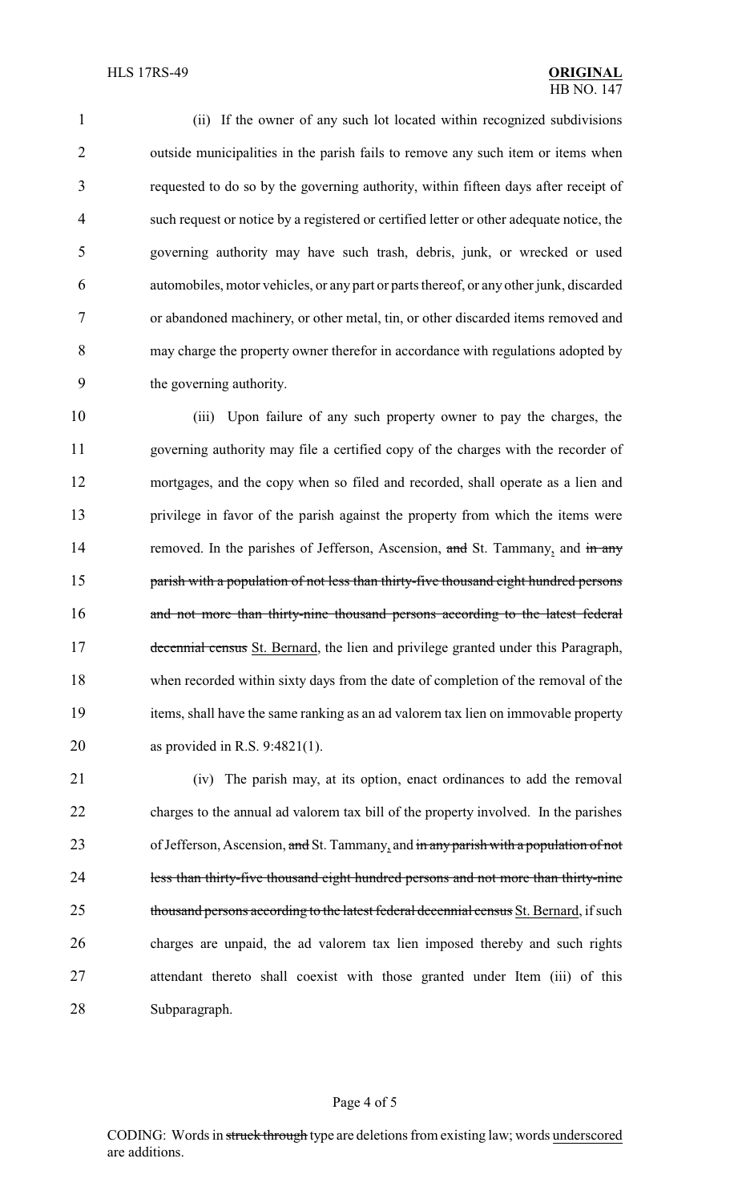(ii) If the owner of any such lot located within recognized subdivisions outside municipalities in the parish fails to remove any such item or items when requested to do so by the governing authority, within fifteen days after receipt of such request or notice by a registered or certified letter or other adequate notice, the governing authority may have such trash, debris, junk, or wrecked or used automobiles, motor vehicles, or any part or parts thereof, or any other junk, discarded or abandoned machinery, or other metal, tin, or other discarded items removed and may charge the property owner therefor in accordance with regulations adopted by the governing authority.

(iii) Upon failure of any such property owner to pay the charges, the governing authority may file a certified copy of the charges with the recorder of mortgages, and the copy when so filed and recorded, shall operate as a lien and privilege in favor of the parish against the property from which the items were removed. In the parishes of Jefferson, Ascension, ~~and~~ St. Tammany<u>,</u> and ~~in any parish with a population of not less than thirty-five thousand eight hundred persons and not more than thirty-nine thousand persons according to the latest federal decennial census~~ <u>St. Bernard</u>, the lien and privilege granted under this Paragraph, when recorded within sixty days from the date of completion of the removal of the items, shall have the same ranking as an ad valorem tax lien on immovable property as provided in R.S. 9:4821(1).

(iv) The parish may, at its option, enact ordinances to add the removal charges to the annual ad valorem tax bill of the property involved. In the parishes of Jefferson, Ascension, ~~and~~ St. Tammany<u>,</u> and ~~in any parish with a population of not less than thirty-five thousand eight hundred persons and not more than thirty-nine thousand persons according to the latest federal decennial census~~ <u>St. Bernard</u>, if such charges are unpaid, the ad valorem tax lien imposed thereby and such rights attendant thereto shall coexist with those granted under Item (iii) of this Subparagraph.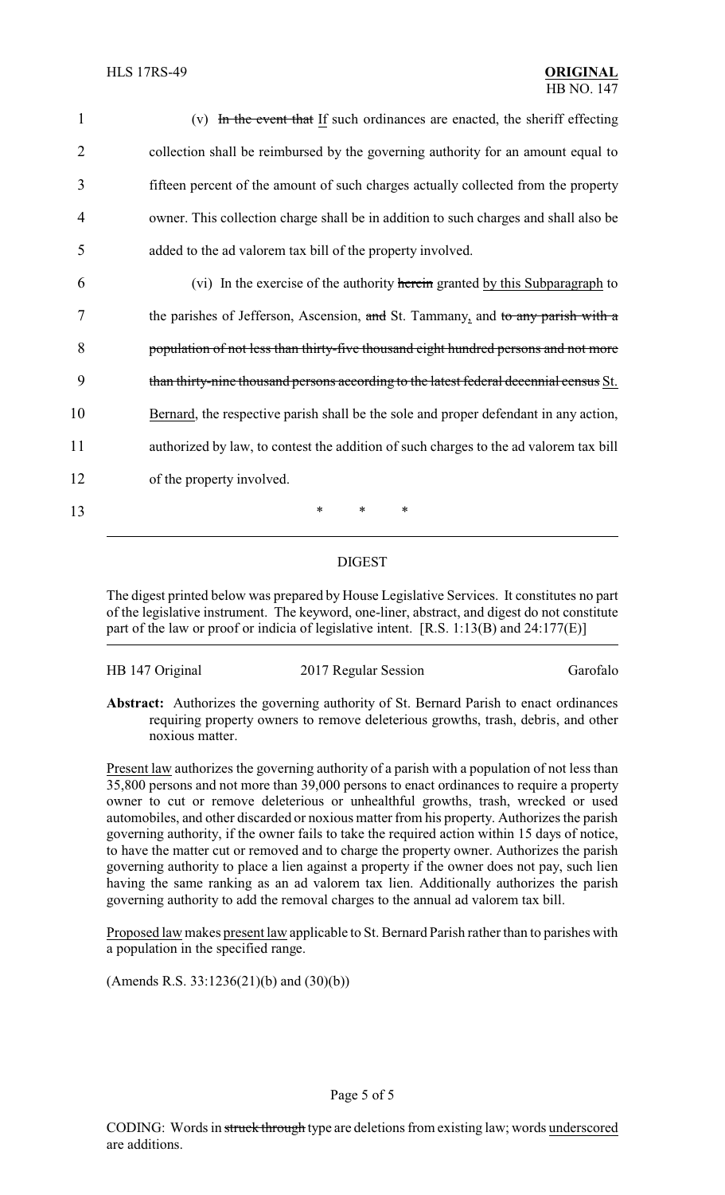(v) ~~In the event that~~ If such ordinances are enacted, the sheriff effecting collection shall be reimbursed by the governing authority for an amount equal to fifteen percent of the amount of such charges actually collected from the property owner. This collection charge shall be in addition to such charges and shall also be added to the ad valorem tax bill of the property involved.

(vi) In the exercise of the authority ~~herein~~ granted by this Subparagraph to the parishes of Jefferson, Ascension, ~~and~~ St. Tammany, and ~~to any parish with a population of not less than thirty-five thousand eight hundred persons and not more than thirty-nine thousand persons according to the latest federal decennial census~~ St. Bernard, the respective parish shall be the sole and proper defendant in any action, authorized by law, to contest the addition of such charges to the ad valorem tax bill of the property involved.

\* \* \*

## DIGEST

The digest printed below was prepared by House Legislative Services. It constitutes no part of the legislative instrument. The keyword, one-liner, abstract, and digest do not constitute part of the law or proof or indicia of legislative intent. [R.S. 1:13(B) and 24:177(E)]

HB 147 Original 2017 Regular Session Garofalo

**Abstract:** Authorizes the governing authority of St. Bernard Parish to enact ordinances requiring property owners to remove deleterious growths, trash, debris, and other noxious matter.

Present law authorizes the governing authority of a parish with a population of not less than 35,800 persons and not more than 39,000 persons to enact ordinances to require a property owner to cut or remove deleterious or unhealthful growths, trash, wrecked or used automobiles, and other discarded or noxious matter from his property. Authorizes the parish governing authority, if the owner fails to take the required action within 15 days of notice, to have the matter cut or removed and to charge the property owner. Authorizes the parish governing authority to place a lien against a property if the owner does not pay, such lien having the same ranking as an ad valorem tax lien. Additionally authorizes the parish governing authority to add the removal charges to the annual ad valorem tax bill.

Proposed law makes present law applicable to St. Bernard Parish rather than to parishes with a population in the specified range.

(Amends R.S. 33:1236(21)(b) and (30)(b))

CODING: Words in ~~struck through~~ type are deletions from existing law; words underscored are additions.